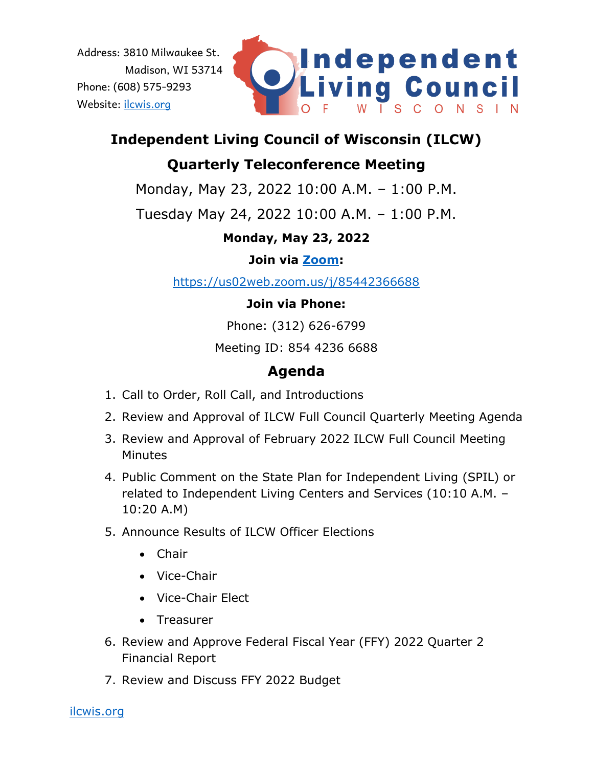Address: 3810 Milwaukee St.
Madison, WI 53714
Phone: (608) 575-9293
Website: [ilcwis.org](http://ilcwis.org)

# Independent Living Council of Wisconsin (ILCW)

## Quarterly Teleconference Meeting

Monday, May 23, 2022 10:00 A.M. – 1:00 P.M.

Tuesday May 24, 2022 10:00 A.M. – 1:00 P.M.

**Monday, May 23, 2022**

**Join via Zoom:**

https://us02web.zoom.us/j/85442366688

**Join via Phone:**

Phone: (312) 626-6799

Meeting ID: 854 4236 6688

## Agenda

1. Call to Order, Roll Call, and Introductions
2. Review and Approval of ILCW Full Council Quarterly Meeting Agenda
3. Review and Approval of February 2022 ILCW Full Council Meeting Minutes
4. Public Comment on the State Plan for Independent Living (SPIL) or related to Independent Living Centers and Services (10:10 A.M. – 10:20 A.M)
5. Announce Results of ILCW Officer Elections
   - Chair
   - Vice-Chair
   - Vice-Chair Elect
   - Treasurer
6. Review and Approve Federal Fiscal Year (FFY) 2022 Quarter 2 Financial Report
7. Review and Discuss FFY 2022 Budget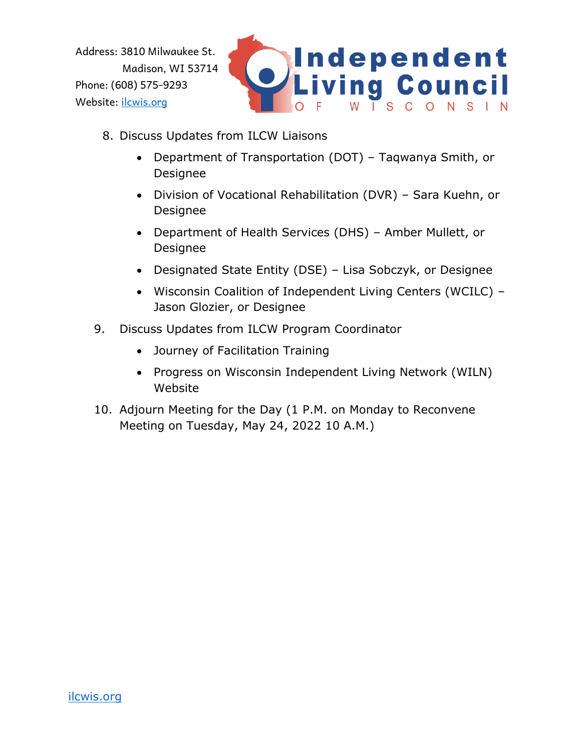8. Discuss Updates from ILCW Liaisons
    - Department of Transportation (DOT) – Taqwanya Smith, or Designee
    - Division of Vocational Rehabilitation (DVR) – Sara Kuehn, or Designee
    - Department of Health Services (DHS) – Amber Mullett, or Designee
    - Designated State Entity (DSE) – Lisa Sobczyk, or Designee
    - Wisconsin Coalition of Independent Living Centers (WCILC) – Jason Glozier, or Designee
9. Discuss Updates from ILCW Program Coordinator
    - Journey of Facilitation Training
    - Progress on Wisconsin Independent Living Network (WILN) Website
10. Adjourn Meeting for the Day (1 P.M. on Monday to Reconvene Meeting on Tuesday, May 24, 2022 10 A.M.)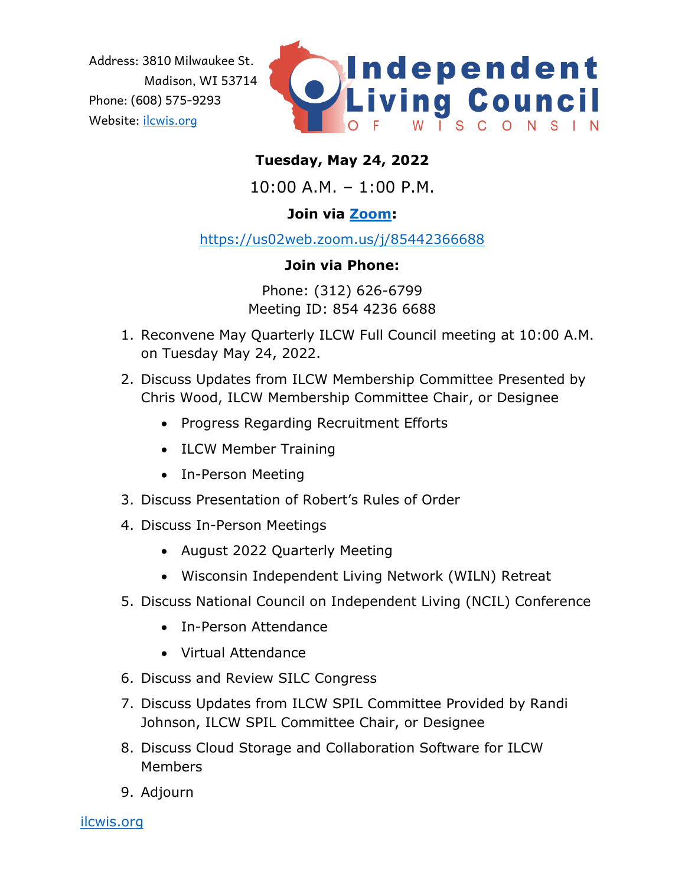Address: 3810 Milwaukee St.
Madison, WI 53714
Phone: (608) 575-9293
Website: [ilcwis.org](https://ilcwis.org)

**Independent Living Council OF WISCONSIN**

**Tuesday, May 24, 2022**

10:00 A.M. – 1:00 P.M.

**Join via [Zoom](https://us02web.zoom.us/j/85442366688):**

[https://us02web.zoom.us/j/85442366688](https://us02web.zoom.us/j/85442366688)

**Join via Phone:**

Phone: (312) 626-6799
Meeting ID: 854 4236 6688

1. Reconvene May Quarterly ILCW Full Council meeting at 10:00 A.M. on Tuesday May 24, 2022.
2. Discuss Updates from ILCW Membership Committee Presented by Chris Wood, ILCW Membership Committee Chair, or Designee
   - Progress Regarding Recruitment Efforts
   - ILCW Member Training
   - In-Person Meeting
3. Discuss Presentation of Robert's Rules of Order
4. Discuss In-Person Meetings
   - August 2022 Quarterly Meeting
   - Wisconsin Independent Living Network (WILN) Retreat
5. Discuss National Council on Independent Living (NCIL) Conference
   - In-Person Attendance
   - Virtual Attendance
6. Discuss and Review SILC Congress
7. Discuss Updates from ILCW SPIL Committee Provided by Randi Johnson, ILCW SPIL Committee Chair, or Designee
8. Discuss Cloud Storage and Collaboration Software for ILCW Members
9. Adjourn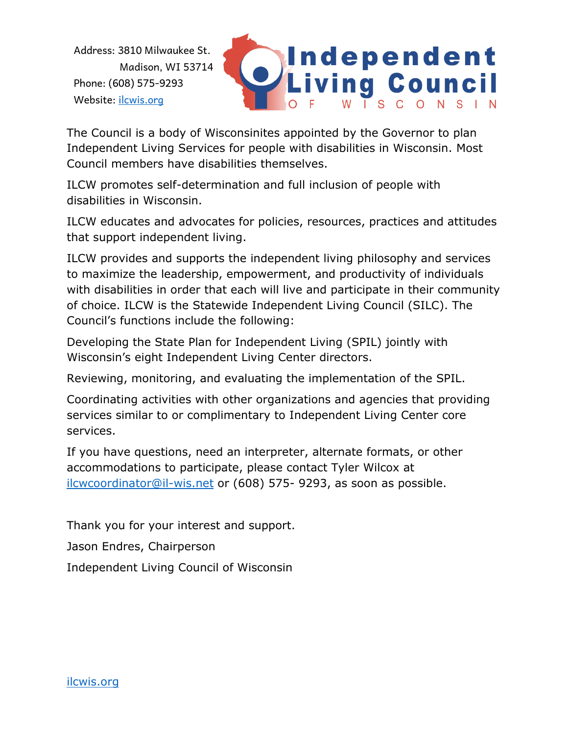Address: 3810 Milwaukee St.
Madison, WI 53714
Phone: (608) 575-9293
Website: ilcwis.org

# Independent Living Council OF WISCONSIN

The Council is a body of Wisconsinites appointed by the Governor to plan Independent Living Services for people with disabilities in Wisconsin. Most Council members have disabilities themselves.

ILCW promotes self-determination and full inclusion of people with disabilities in Wisconsin.

ILCW educates and advocates for policies, resources, practices and attitudes that support independent living.

ILCW provides and supports the independent living philosophy and services to maximize the leadership, empowerment, and productivity of individuals with disabilities in order that each will live and participate in their community of choice. ILCW is the Statewide Independent Living Council (SILC). The Council's functions include the following:

Developing the State Plan for Independent Living (SPIL) jointly with Wisconsin's eight Independent Living Center directors.

Reviewing, monitoring, and evaluating the implementation of the SPIL.

Coordinating activities with other organizations and agencies that providing services similar to or complimentary to Independent Living Center core services.

If you have questions, need an interpreter, alternate formats, or other accommodations to participate, please contact Tyler Wilcox at ilcwcoordinator@il-wis.net or (608) 575- 9293, as soon as possible.

Thank you for your interest and support.

Jason Endres, Chairperson

Independent Living Council of Wisconsin